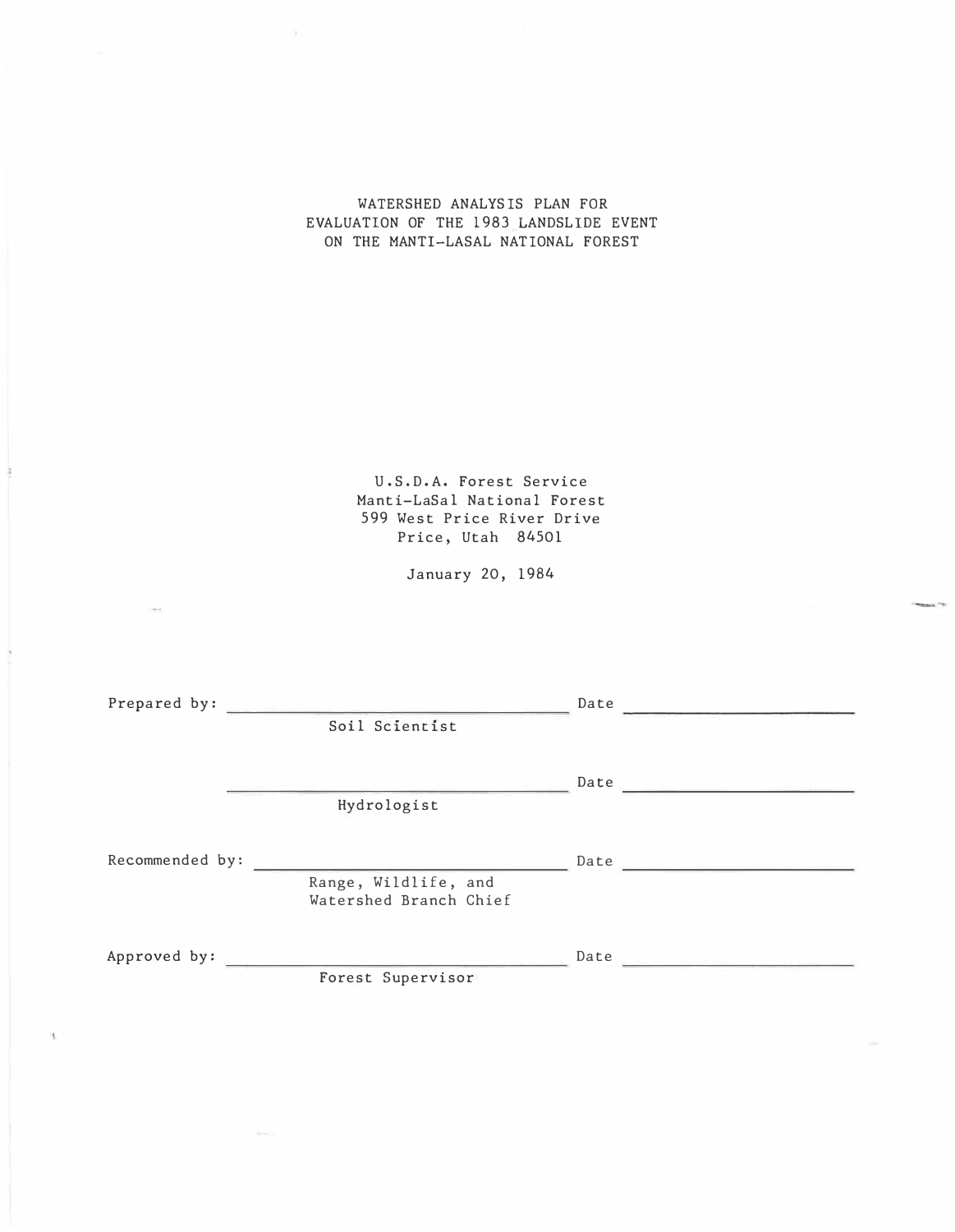# WATERSHED ANALYSIS PLAN FOR EVALUATION OF THE 1983 LANDSLIDE EVENT ON THE MANTI-LASAL NATIONAL FOREST

U.S.D.A. Forest Service
Manti-LaSal National Forest
599 West Price River Drive
Price, Utah 84501

January 20, 1984

Prepared by: ______________________________ Date ______________
Soil Scientist

______________________________ Date ______________
Hydrologist

Recommended by: ______________________________ Date ______________
Range, Wildlife, and Watershed Branch Chief

Approved by: ______________________________ Date ______________
Forest Supervisor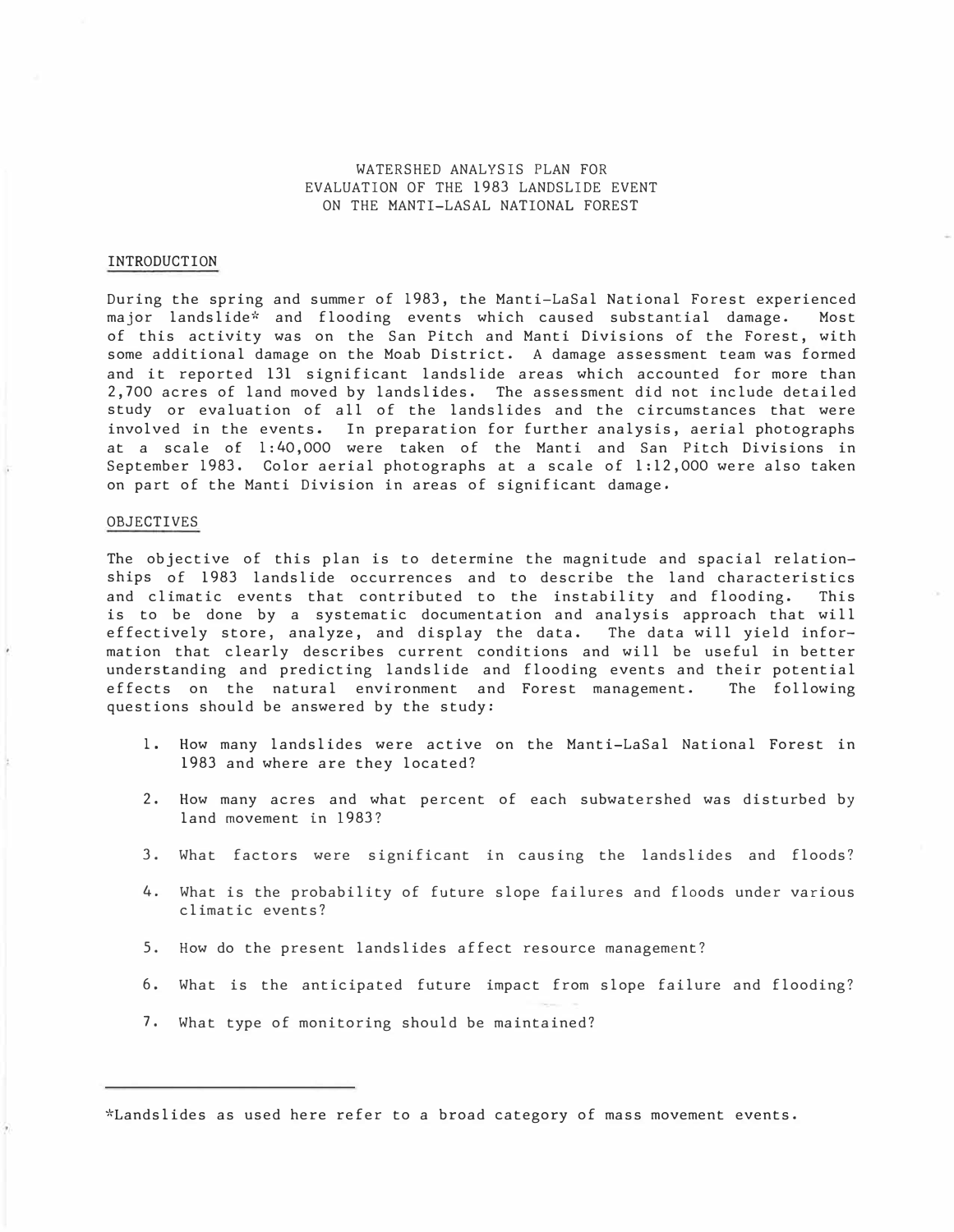# WATERSHED ANALYSIS PLAN FOR EVALUATION OF THE 1983 LANDSLIDE EVENT ON THE MANTI-LASAL NATIONAL FOREST

## INTRODUCTION

During the spring and summer of 1983, the Manti-LaSal National Forest experienced major landslide* and flooding events which caused substantial damage. Most of this activity was on the San Pitch and Manti Divisions of the Forest, with some additional damage on the Moab District. A damage assessment team was formed and it reported 131 significant landslide areas which accounted for more than 2,700 acres of land moved by landslides. The assessment did not include detailed study or evaluation of all of the landslides and the circumstances that were involved in the events. In preparation for further analysis, aerial photographs at a scale of 1:40,000 were taken of the Manti and San Pitch Divisions in September 1983. Color aerial photographs at a scale of 1:12,000 were also taken on part of the Manti Division in areas of significant damage.

## OBJECTIVES

The objective of this plan is to determine the magnitude and spacial relationships of 1983 landslide occurrences and to describe the land characteristics and climatic events that contributed to the instability and flooding. This is to be done by a systematic documentation and analysis approach that will effectively store, analyze, and display the data. The data will yield information that clearly describes current conditions and will be useful in better understanding and predicting landslide and flooding events and their potential effects on the natural environment and Forest management. The following questions should be answered by the study:

1. How many landslides were active on the Manti-LaSal National Forest in 1983 and where are they located?
2. How many acres and what percent of each subwatershed was disturbed by land movement in 1983?
3. What factors were significant in causing the landslides and floods?
4. What is the probability of future slope failures and floods under various climatic events?
5. How do the present landslides affect resource management?
6. What is the anticipated future impact from slope failure and flooding?
7. What type of monitoring should be maintained?

---

*Landslides as used here refer to a broad category of mass movement events.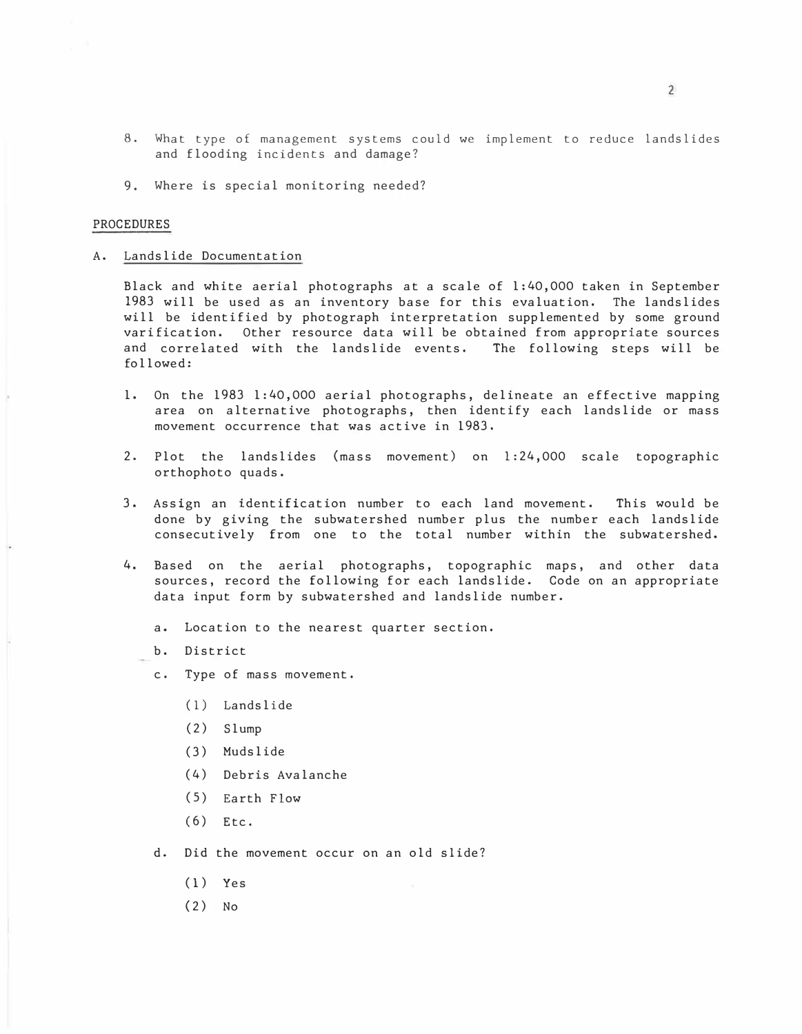8. What type of management systems could we implement to reduce landslides and flooding incidents and damage?

9. Where is special monitoring needed?

## PROCEDURES

### A. Landslide Documentation

Black and white aerial photographs at a scale of 1:40,000 taken in September 1983 will be used as an inventory base for this evaluation. The landslides will be identified by photograph interpretation supplemented by some ground varification. Other resource data will be obtained from appropriate sources and correlated with the landslide events. The following steps will be followed:

1. On the 1983 1:40,000 aerial photographs, delineate an effective mapping area on alternative photographs, then identify each landslide or mass movement occurrence that was active in 1983.

2. Plot the landslides (mass movement) on 1:24,000 scale topographic orthophoto quads.

3. Assign an identification number to each land movement. This would be done by giving the subwatershed number plus the number each landslide consecutively from one to the total number within the subwatershed.

4. Based on the aerial photographs, topographic maps, and other data sources, record the following for each landslide. Code on an appropriate data input form by subwatershed and landslide number.

   a. Location to the nearest quarter section.

   b. District

   c. Type of mass movement.

      (1) Landslide

      (2) Slump

      (3) Mudslide

      (4) Debris Avalanche

      (5) Earth Flow

      (6) Etc.

   d. Did the movement occur on an old slide?

      (1) Yes

      (2) No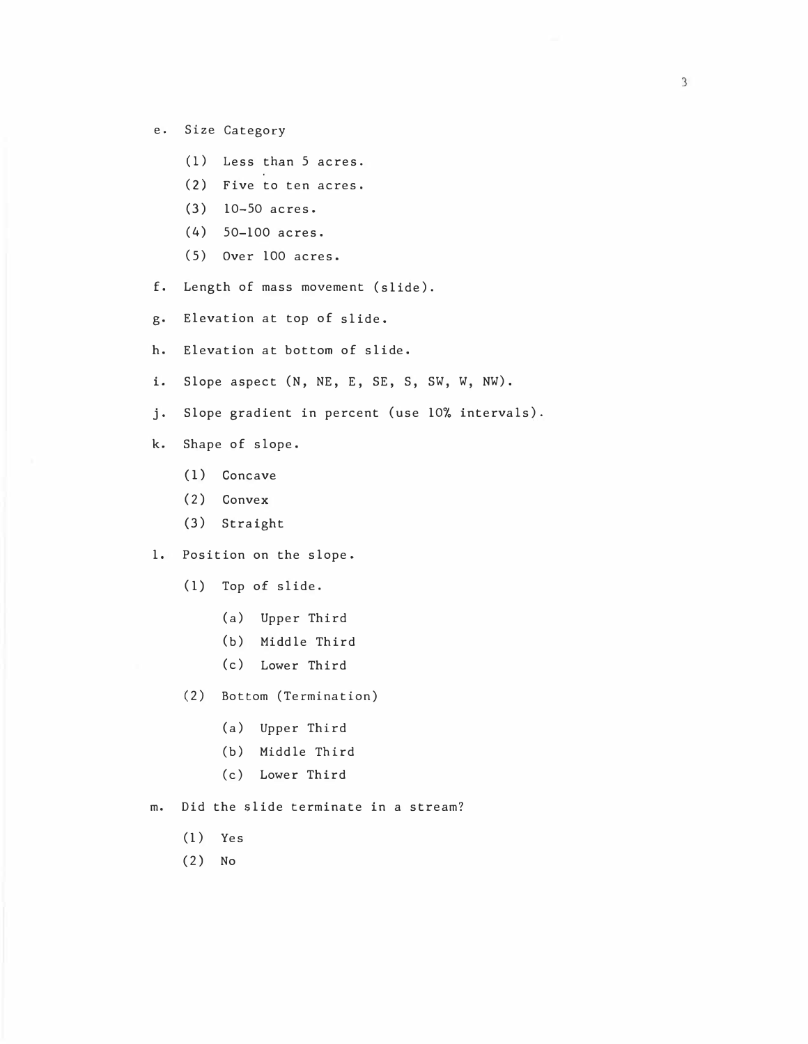e. Size Category

   (1) Less than 5 acres.
   (2) Five to ten acres.
   (3) 10-50 acres.
   (4) 50-100 acres.
   (5) Over 100 acres.

f. Length of mass movement (slide).

g. Elevation at top of slide.

h. Elevation at bottom of slide.

i. Slope aspect (N, NE, E, SE, S, SW, W, NW).

j. Slope gradient in percent (use 10% intervals).

k. Shape of slope.

   (1) Concave
   (2) Convex
   (3) Straight

l. Position on the slope.

   (1) Top of slide.

      (a) Upper Third
      (b) Middle Third
      (c) Lower Third

   (2) Bottom (Termination)

      (a) Upper Third
      (b) Middle Third
      (c) Lower Third

m. Did the slide terminate in a stream?

   (1) Yes
   (2) No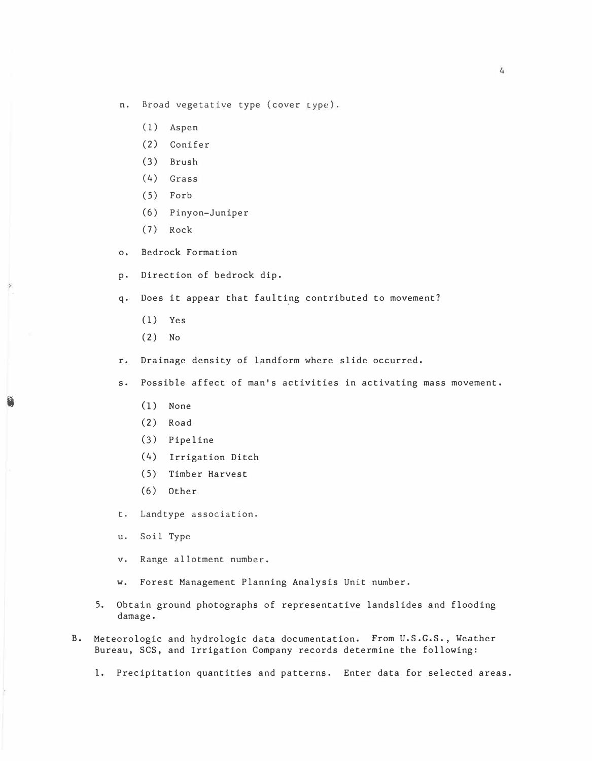n. Broad vegetative type (cover type).

   (1) Aspen

   (2) Conifer

   (3) Brush

   (4) Grass

   (5) Forb

   (6) Pinyon-Juniper

   (7) Rock

o. Bedrock Formation

p. Direction of bedrock dip.

q. Does it appear that faulting contributed to movement?

   (1) Yes

   (2) No

r. Drainage density of landform where slide occurred.

s. Possible affect of man's activities in activating mass movement.

   (1) None

   (2) Road

   (3) Pipeline

   (4) Irrigation Ditch

   (5) Timber Harvest

   (6) Other

t. Landtype association.

u. Soil Type

v. Range allotment number.

w. Forest Management Planning Analysis Unit number.

5. Obtain ground photographs of representative landslides and flooding damage.

B. Meteorologic and hydrologic data documentation. From U.S.G.S., Weather Bureau, SCS, and Irrigation Company records determine the following:

   1. Precipitation quantities and patterns. Enter data for selected areas.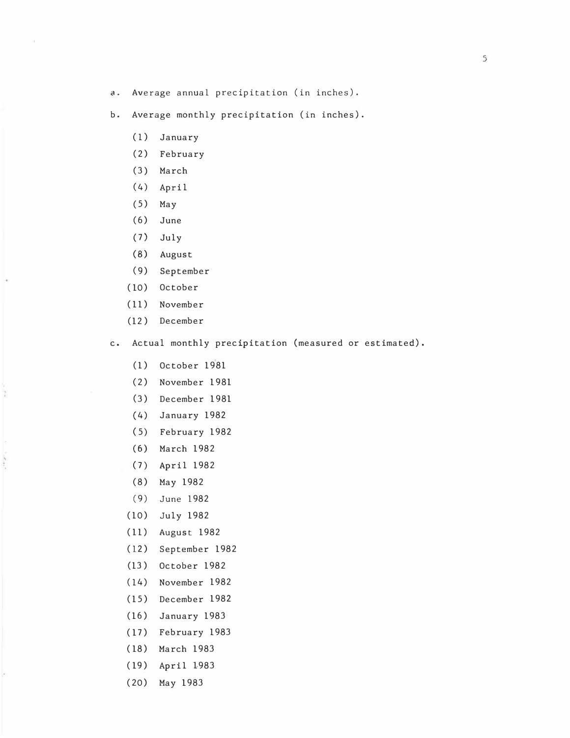a. Average annual precipitation (in inches).

b. Average monthly precipitation (in inches).

   (1) January

   (2) February

   (3) March

   (4) April

   (5) May

   (6) June

   (7) July

   (8) August

   (9) September

   (10) October

   (11) November

   (12) December

c. Actual monthly precipitation (measured or estimated).

   (1) October 1981

   (2) November 1981

   (3) December 1981

   (4) January 1982

   (5) February 1982

   (6) March 1982

   (7) April 1982

   (8) May 1982

   (9) June 1982

   (10) July 1982

   (11) August 1982

   (12) September 1982

   (13) October 1982

   (14) November 1982

   (15) December 1982

   (16) January 1983

   (17) February 1983

   (18) March 1983

   (19) April 1983

   (20) May 1983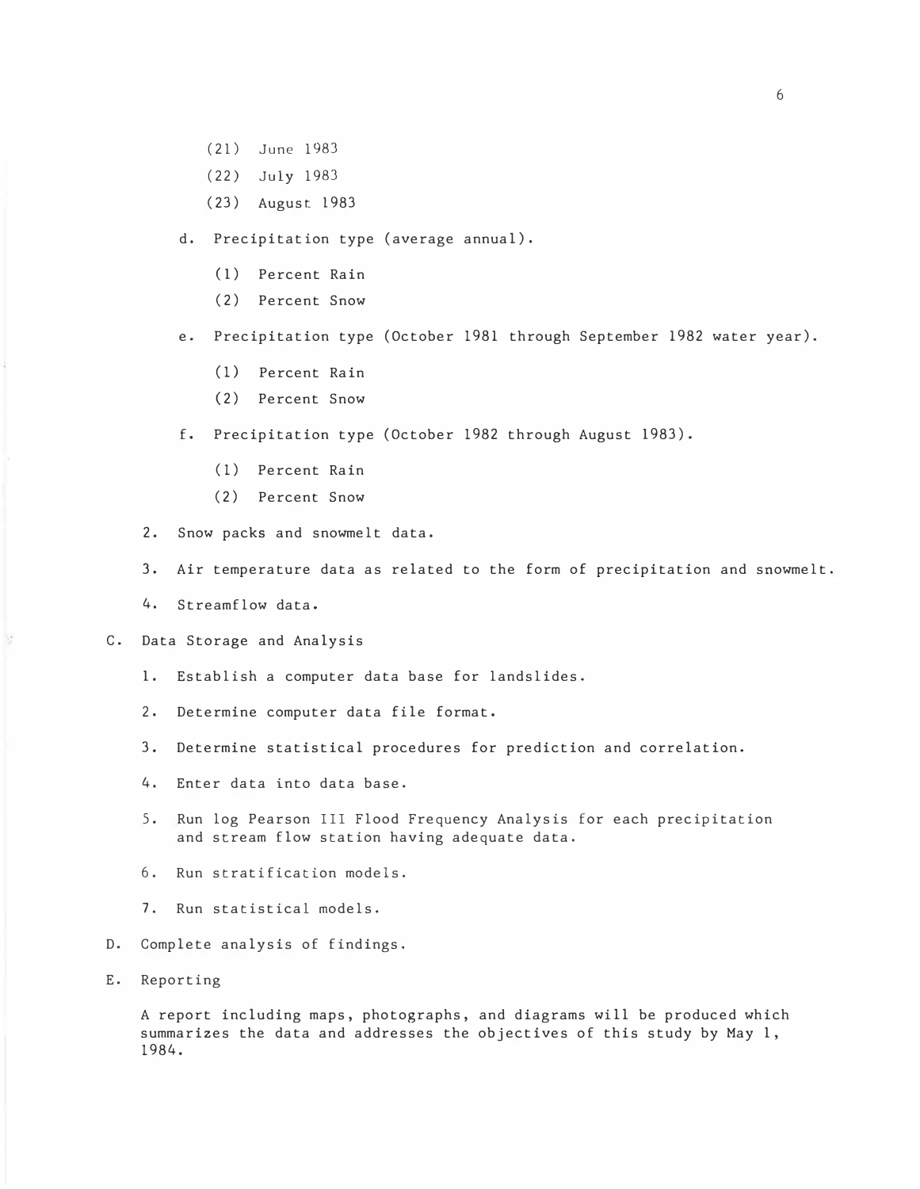(21) June 1983

(22) July 1983

(23) August 1983

d. Precipitation type (average annual).

(1) Percent Rain

(2) Percent Snow

e. Precipitation type (October 1981 through September 1982 water year).

(1) Percent Rain

(2) Percent Snow

f. Precipitation type (October 1982 through August 1983).

(1) Percent Rain

(2) Percent Snow

2. Snow packs and snowmelt data.

3. Air temperature data as related to the form of precipitation and snowmelt.

4. Streamflow data.

C. Data Storage and Analysis

1. Establish a computer data base for landslides.

2. Determine computer data file format.

3. Determine statistical procedures for prediction and correlation.

4. Enter data into data base.

5. Run log Pearson III Flood Frequency Analysis for each precipitation and stream flow station having adequate data.

6. Run stratification models.

7. Run statistical models.

D. Complete analysis of findings.

E. Reporting

A report including maps, photographs, and diagrams will be produced which summarizes the data and addresses the objectives of this study by May 1, 1984.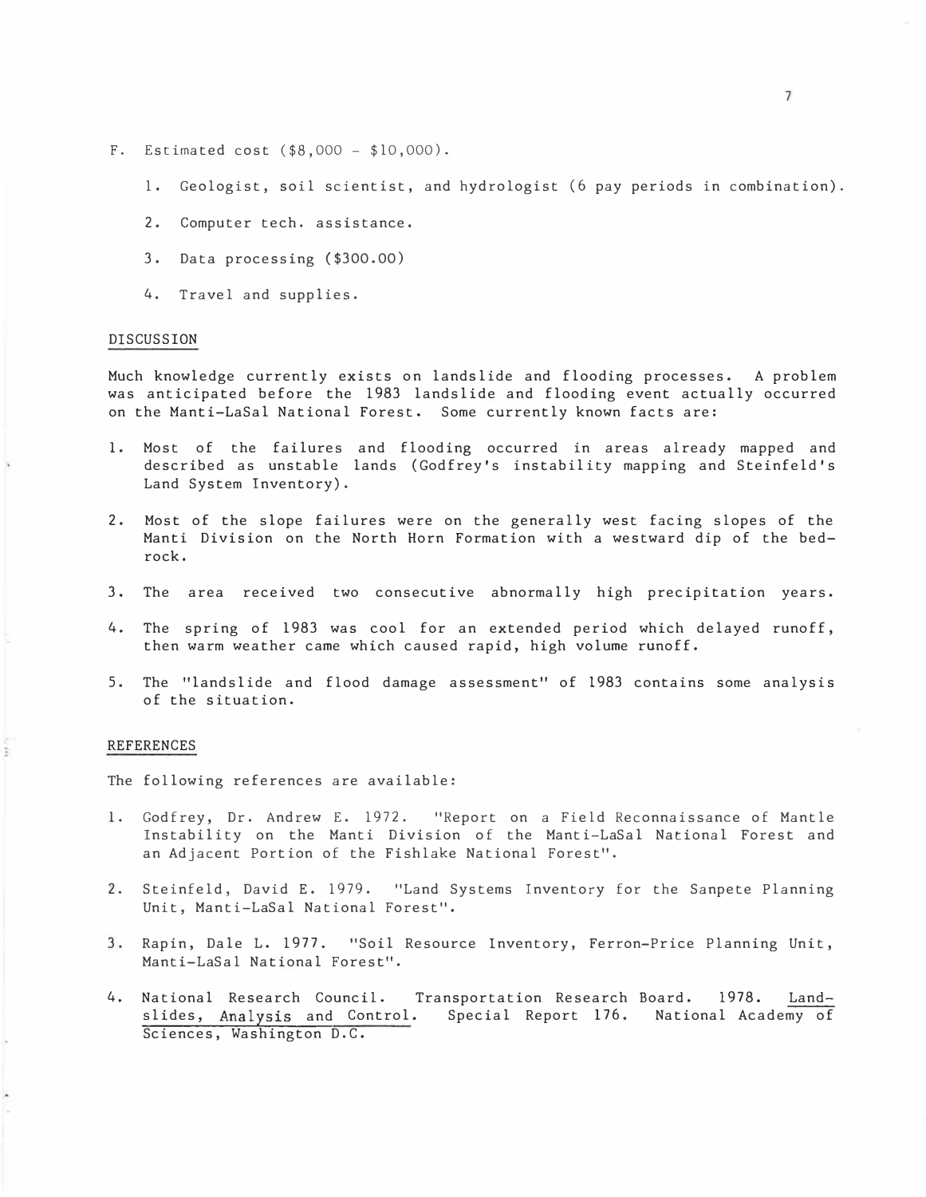F. Estimated cost ($8,000 - $10,000).

1. Geologist, soil scientist, and hydrologist (6 pay periods in combination).
2. Computer tech. assistance.
3. Data processing ($300.00)
4. Travel and supplies.

## DISCUSSION

Much knowledge currently exists on landslide and flooding processes. A problem was anticipated before the 1983 landslide and flooding event actually occurred on the Manti-LaSal National Forest. Some currently known facts are:

1. Most of the failures and flooding occurred in areas already mapped and described as unstable lands (Godfrey's instability mapping and Steinfeld's Land System Inventory).
2. Most of the slope failures were on the generally west facing slopes of the Manti Division on the North Horn Formation with a westward dip of the bedrock.
3. The area received two consecutive abnormally high precipitation years.
4. The spring of 1983 was cool for an extended period which delayed runoff, then warm weather came which caused rapid, high volume runoff.
5. The "landslide and flood damage assessment" of 1983 contains some analysis of the situation.

## REFERENCES

The following references are available:

1. Godfrey, Dr. Andrew E. 1972. "Report on a Field Reconnaissance of Mantle Instability on the Manti Division of the Manti-LaSal National Forest and an Adjacent Portion of the Fishlake National Forest".
2. Steinfeld, David E. 1979. "Land Systems Inventory for the Sanpete Planning Unit, Manti-LaSal National Forest".
3. Rapin, Dale L. 1977. "Soil Resource Inventory, Ferron-Price Planning Unit, Manti-LaSal National Forest".
4. National Research Council. Transportation Research Board. 1978. Landslides, Analysis and Control. Special Report 176. National Academy of Sciences, Washington D.C.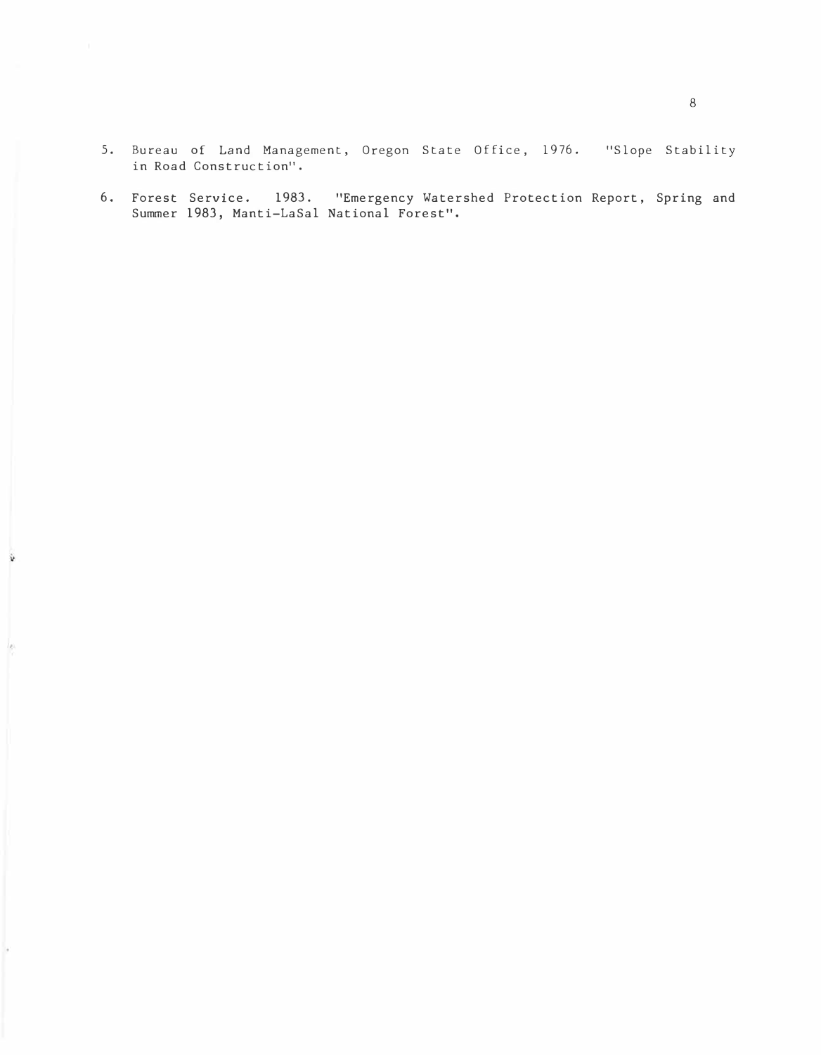5. Bureau of Land Management, Oregon State Office, 1976. "Slope Stability in Road Construction".

6. Forest Service. 1983. "Emergency Watershed Protection Report, Spring and Summer 1983, Manti-LaSal National Forest".